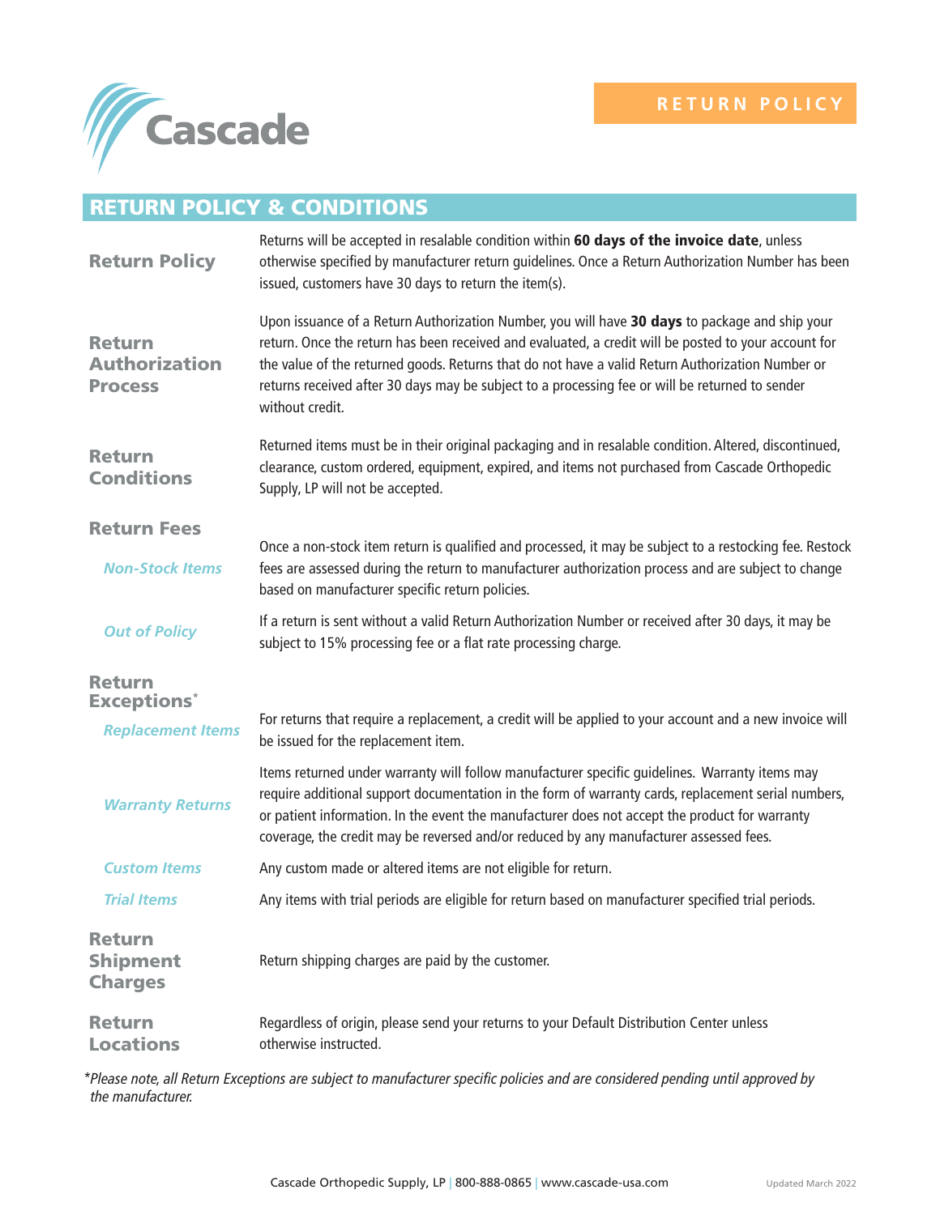Cascade

RETURN POLICY

## RETURN POLICY & CONDITIONS

### Return Policy

Returns will be accepted in resalable condition within **60 days of the invoice date**, unless otherwise specified by manufacturer return guidelines. Once a Return Authorization Number has been issued, customers have 30 days to return the item(s).

### Return Authorization Process

Upon issuance of a Return Authorization Number, you will have **30 days** to package and ship your return. Once the return has been received and evaluated, a credit will be posted to your account for the value of the returned goods. Returns that do not have a valid Return Authorization Number or returns received after 30 days may be subject to a processing fee or will be returned to sender without credit.

### Return Conditions

Returned items must be in their original packaging and in resalable condition. Altered, discontinued, clearance, custom ordered, equipment, expired, and items not purchased from Cascade Orthopedic Supply, LP will not be accepted.

### Return Fees

*Non-Stock Items*

Once a non-stock item return is qualified and processed, it may be subject to a restocking fee. Restock fees are assessed during the return to manufacturer authorization process and are subject to change based on manufacturer specific return policies.

*Out of Policy*

If a return is sent without a valid Return Authorization Number or received after 30 days, it may be subject to 15% processing fee or a flat rate processing charge.

### Return Exceptions*

*Replacement Items*

For returns that require a replacement, a credit will be applied to your account and a new invoice will be issued for the replacement item.

*Warranty Returns*

Items returned under warranty will follow manufacturer specific guidelines. Warranty items may require additional support documentation in the form of warranty cards, replacement serial numbers, or patient information. In the event the manufacturer does not accept the product for warranty coverage, the credit may be reversed and/or reduced by any manufacturer assessed fees.

*Custom Items*

Any custom made or altered items are not eligible for return.

*Trial Items*

Any items with trial periods are eligible for return based on manufacturer specified trial periods.

### Return Shipment Charges

Return shipping charges are paid by the customer.

### Return Locations

Regardless of origin, please send your returns to your Default Distribution Center unless otherwise instructed.

*\*Please note, all Return Exceptions are subject to manufacturer specific policies and are considered pending until approved by the manufacturer.*

Cascade Orthopedic Supply, LP | 800-888-0865 | www.cascade-usa.com

Updated March 2022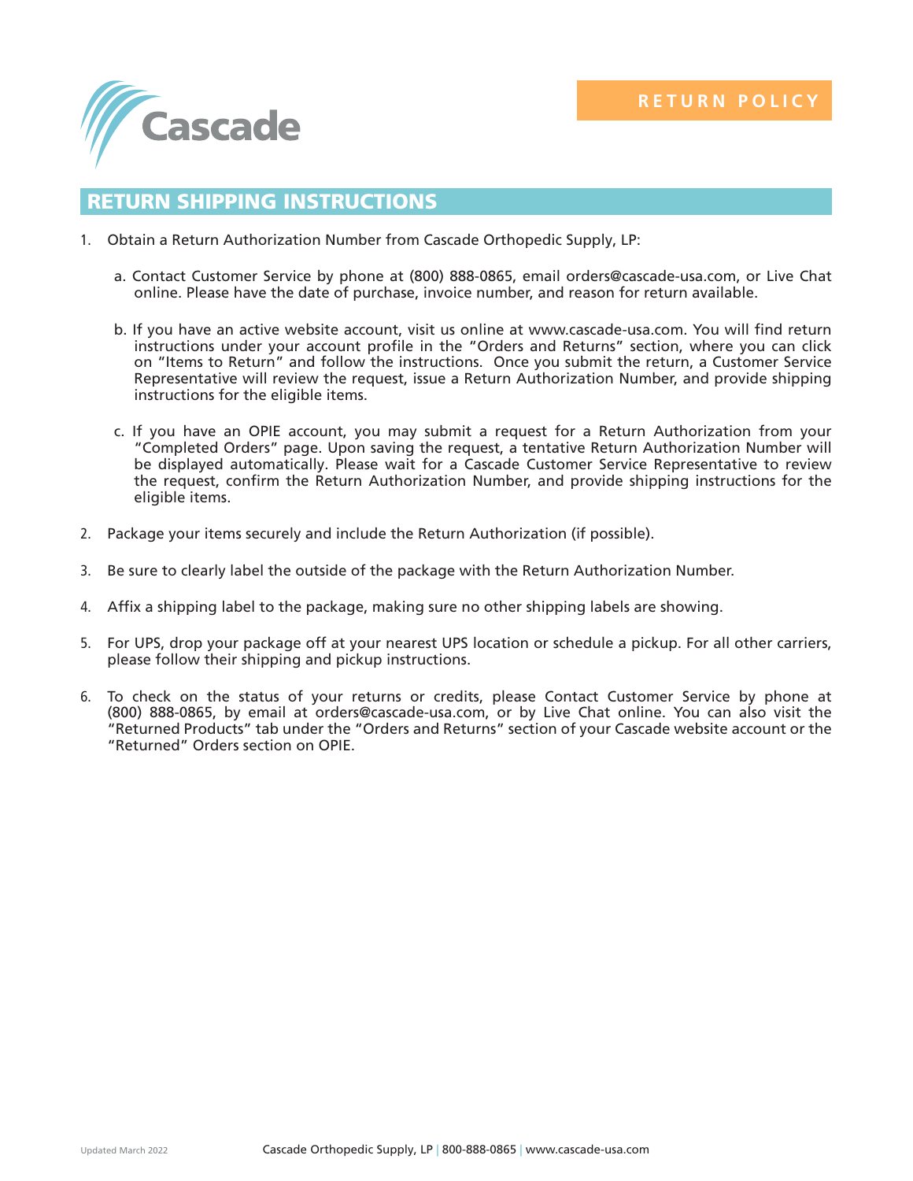Cascade

RETURN POLICY

## RETURN SHIPPING INSTRUCTIONS

1. Obtain a Return Authorization Number from Cascade Orthopedic Supply, LP:

   a. Contact Customer Service by phone at (800) 888-0865, email orders@cascade-usa.com, or Live Chat online. Please have the date of purchase, invoice number, and reason for return available.

   b. If you have an active website account, visit us online at www.cascade-usa.com. You will find return instructions under your account profile in the "Orders and Returns" section, where you can click on "Items to Return" and follow the instructions. Once you submit the return, a Customer Service Representative will review the request, issue a Return Authorization Number, and provide shipping instructions for the eligible items.

   c. If you have an OPIE account, you may submit a request for a Return Authorization from your "Completed Orders" page. Upon saving the request, a tentative Return Authorization Number will be displayed automatically. Please wait for a Cascade Customer Service Representative to review the request, confirm the Return Authorization Number, and provide shipping instructions for the eligible items.

2. Package your items securely and include the Return Authorization (if possible).

3. Be sure to clearly label the outside of the package with the Return Authorization Number.

4. Affix a shipping label to the package, making sure no other shipping labels are showing.

5. For UPS, drop your package off at your nearest UPS location or schedule a pickup. For all other carriers, please follow their shipping and pickup instructions.

6. To check on the status of your returns or credits, please Contact Customer Service by phone at (800) 888-0865, by email at orders@cascade-usa.com, or by Live Chat online. You can also visit the "Returned Products" tab under the "Orders and Returns" section of your Cascade website account or the "Returned" Orders section on OPIE.

Updated March 2022

Cascade Orthopedic Supply, LP | 800-888-0865 | www.cascade-usa.com